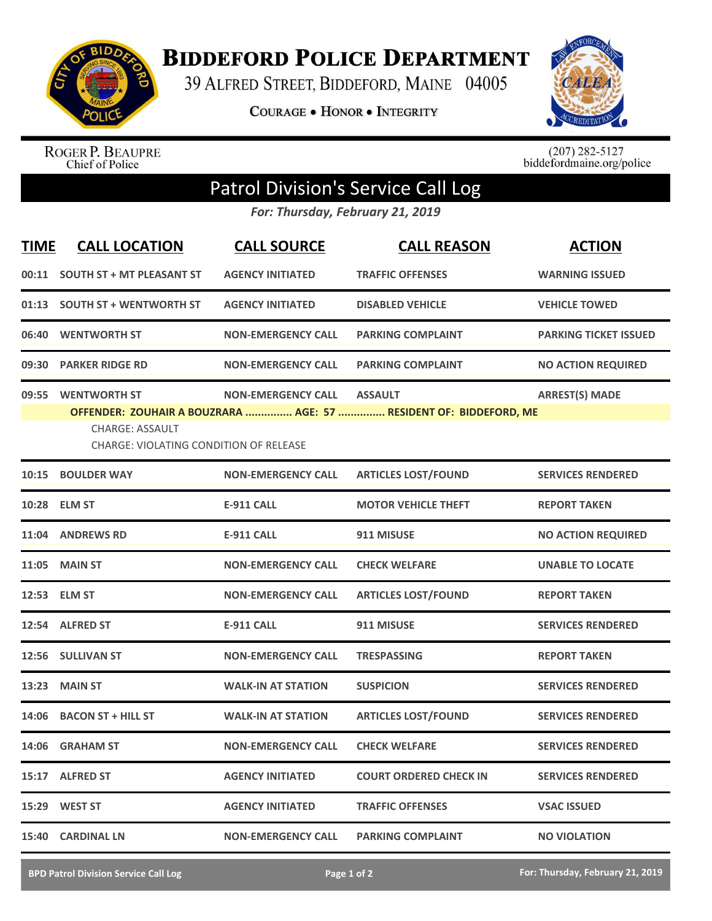# Biddeford Police Department

39 Alfred Street, Biddeford, Maine 04005

**Courage • Honor • Integrity**

Roger P. Beaupre
Chief of Police

(207) 282-5127
biddefordmaine.org/police

## Patrol Division's Service Call Log

***For: Thursday, February 21, 2019***

| TIME | CALL LOCATION | CALL SOURCE | CALL REASON | ACTION |
|---|---|---|---|---|
| 00:11 | SOUTH ST + MT PLEASANT ST | AGENCY INITIATED | TRAFFIC OFFENSES | WARNING ISSUED |
| 01:13 | SOUTH ST + WENTWORTH ST | AGENCY INITIATED | DISABLED VEHICLE | VEHICLE TOWED |
| 06:40 | WENTWORTH ST | NON-EMERGENCY CALL | PARKING COMPLAINT | PARKING TICKET ISSUED |
| 09:30 | PARKER RIDGE RD | NON-EMERGENCY CALL | PARKING COMPLAINT | NO ACTION REQUIRED |
| 09:55 | WENTWORTH ST | NON-EMERGENCY CALL | ASSAULT | ARREST(S) MADE |
| | OFFENDER: ZOUHAIR A BOUZRARA ............... AGE: 57 ............... RESIDENT OF: BIDDEFORD, ME<br>CHARGE: ASSAULT<br>CHARGE: VIOLATING CONDITION OF RELEASE | | | |
| 10:15 | BOULDER WAY | NON-EMERGENCY CALL | ARTICLES LOST/FOUND | SERVICES RENDERED |
| 10:28 | ELM ST | E-911 CALL | MOTOR VEHICLE THEFT | REPORT TAKEN |
| 11:04 | ANDREWS RD | E-911 CALL | 911 MISUSE | NO ACTION REQUIRED |
| 11:05 | MAIN ST | NON-EMERGENCY CALL | CHECK WELFARE | UNABLE TO LOCATE |
| 12:53 | ELM ST | NON-EMERGENCY CALL | ARTICLES LOST/FOUND | REPORT TAKEN |
| 12:54 | ALFRED ST | E-911 CALL | 911 MISUSE | SERVICES RENDERED |
| 12:56 | SULLIVAN ST | NON-EMERGENCY CALL | TRESPASSING | REPORT TAKEN |
| 13:23 | MAIN ST | WALK-IN AT STATION | SUSPICION | SERVICES RENDERED |
| 14:06 | BACON ST + HILL ST | WALK-IN AT STATION | ARTICLES LOST/FOUND | SERVICES RENDERED |
| 14:06 | GRAHAM ST | NON-EMERGENCY CALL | CHECK WELFARE | SERVICES RENDERED |
| 15:17 | ALFRED ST | AGENCY INITIATED | COURT ORDERED CHECK IN | SERVICES RENDERED |
| 15:29 | WEST ST | AGENCY INITIATED | TRAFFIC OFFENSES | VSAC ISSUED |
| 15:40 | CARDINAL LN | NON-EMERGENCY CALL | PARKING COMPLAINT | NO VIOLATION |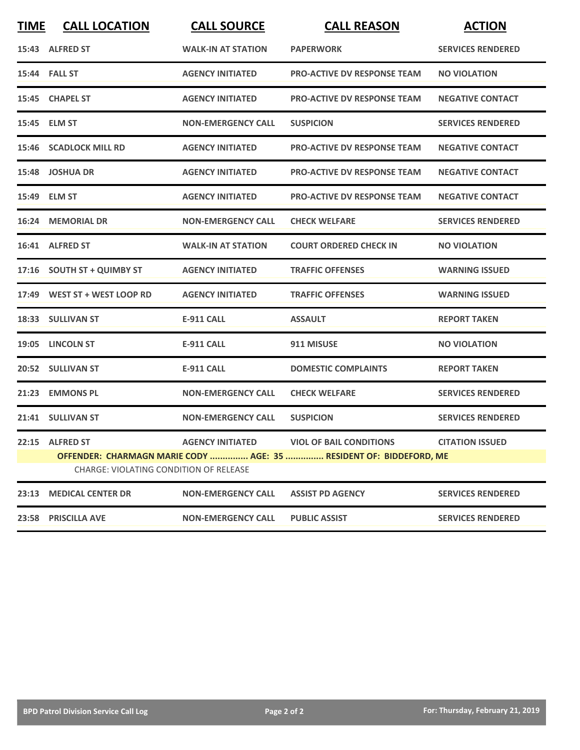| TIME | CALL LOCATION | CALL SOURCE | CALL REASON | ACTION |
|---|---|---|---|---|
| 15:43 | ALFRED ST | WALK-IN AT STATION | PAPERWORK | SERVICES RENDERED |
| 15:44 | FALL ST | AGENCY INITIATED | PRO-ACTIVE DV RESPONSE TEAM | NO VIOLATION |
| 15:45 | CHAPEL ST | AGENCY INITIATED | PRO-ACTIVE DV RESPONSE TEAM | NEGATIVE CONTACT |
| 15:45 | ELM ST | NON-EMERGENCY CALL | SUSPICION | SERVICES RENDERED |
| 15:46 | SCADLOCK MILL RD | AGENCY INITIATED | PRO-ACTIVE DV RESPONSE TEAM | NEGATIVE CONTACT |
| 15:48 | JOSHUA DR | AGENCY INITIATED | PRO-ACTIVE DV RESPONSE TEAM | NEGATIVE CONTACT |
| 15:49 | ELM ST | AGENCY INITIATED | PRO-ACTIVE DV RESPONSE TEAM | NEGATIVE CONTACT |
| 16:24 | MEMORIAL DR | NON-EMERGENCY CALL | CHECK WELFARE | SERVICES RENDERED |
| 16:41 | ALFRED ST | WALK-IN AT STATION | COURT ORDERED CHECK IN | NO VIOLATION |
| 17:16 | SOUTH ST + QUIMBY ST | AGENCY INITIATED | TRAFFIC OFFENSES | WARNING ISSUED |
| 17:49 | WEST ST + WEST LOOP RD | AGENCY INITIATED | TRAFFIC OFFENSES | WARNING ISSUED |
| 18:33 | SULLIVAN ST | E-911 CALL | ASSAULT | REPORT TAKEN |
| 19:05 | LINCOLN ST | E-911 CALL | 911 MISUSE | NO VIOLATION |
| 20:52 | SULLIVAN ST | E-911 CALL | DOMESTIC COMPLAINTS | REPORT TAKEN |
| 21:23 | EMMONS PL | NON-EMERGENCY CALL | CHECK WELFARE | SERVICES RENDERED |
| 21:41 | SULLIVAN ST | NON-EMERGENCY CALL | SUSPICION | SERVICES RENDERED |
| 22:15 | ALFRED ST | AGENCY INITIATED | VIOL OF BAIL CONDITIONS | CITATION ISSUED |
| | OFFENDER: CHARMAGN MARIE CODY ............... AGE: 35 ............... RESIDENT OF: BIDDEFORD, ME | | | |
| | CHARGE: VIOLATING CONDITION OF RELEASE | | | |
| 23:13 | MEDICAL CENTER DR | NON-EMERGENCY CALL | ASSIST PD AGENCY | SERVICES RENDERED |
| 23:58 | PRISCILLA AVE | NON-EMERGENCY CALL | PUBLIC ASSIST | SERVICES RENDERED |

BPD Patrol Division Service Call Log — For: Thursday, February 21, 2019